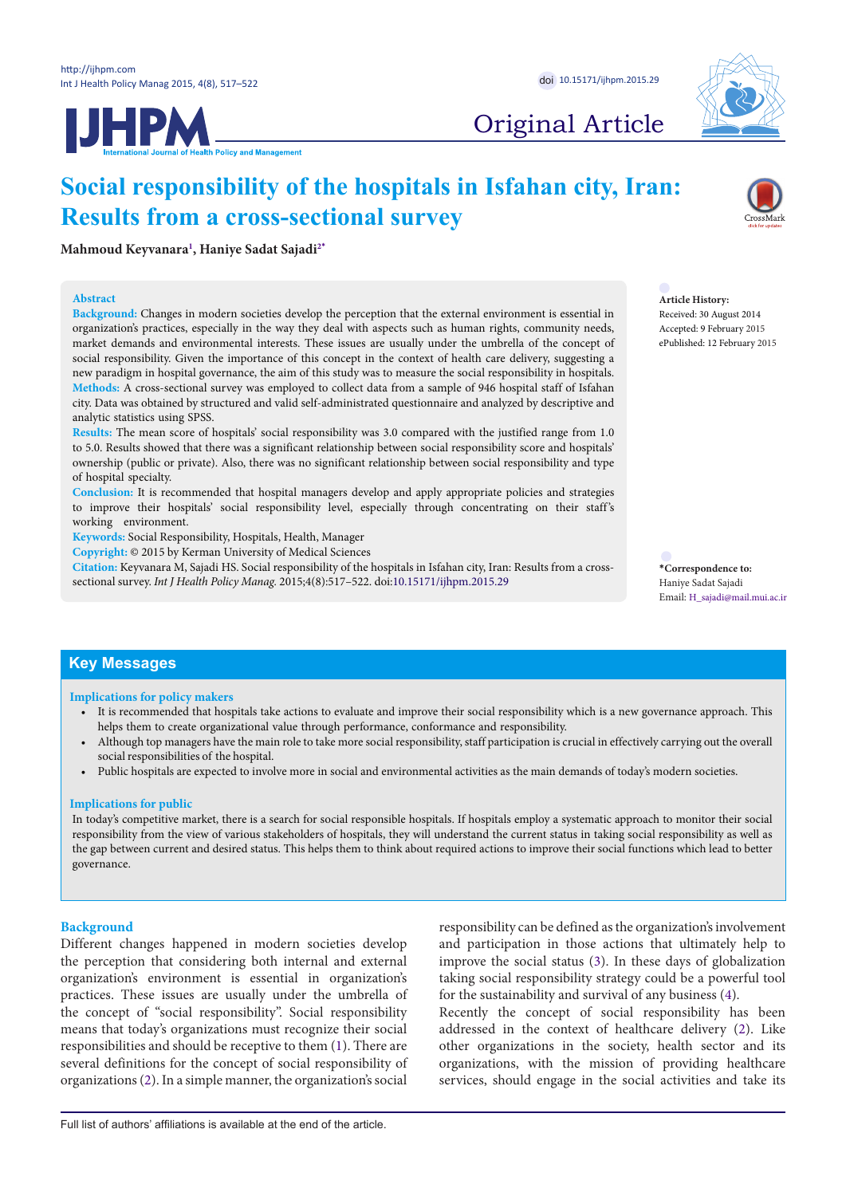Original Article

# Social responsibility of the hospitals in Isfahan city, Iran: Results from a cross-sectional survey

**Mahmoud Keyvanara[1], Haniye Sadat Sajadi[2*]**

**Abstract**

**Background:** Changes in modern societies develop the perception that the external environment is essential in organization's practices, especially in the way they deal with aspects such as human rights, community needs, market demands and environmental interests. These issues are usually under the umbrella of the concept of social responsibility. Given the importance of this concept in the context of health care delivery, suggesting a new paradigm in hospital governance, the aim of this study was to measure the social responsibility in hospitals.

**Methods:** A cross-sectional survey was employed to collect data from a sample of 946 hospital staff of Isfahan city. Data was obtained by structured and valid self-administrated questionnaire and analyzed by descriptive and analytic statistics using SPSS.

**Results:** The mean score of hospitals' social responsibility was 3.0 compared with the justified range from 1.0 to 5.0. Results showed that there was a significant relationship between social responsibility score and hospitals' ownership (public or private). Also, there was no significant relationship between social responsibility and type of hospital specialty.

**Conclusion:** It is recommended that hospital managers develop and apply appropriate policies and strategies to improve their hospitals' social responsibility level, especially through concentrating on their staff's working environment.

**Keywords:** Social Responsibility, Hospitals, Health, Manager

**Copyright:** © 2015 by Kerman University of Medical Sciences

**Citation:** Keyvanara M, Sajadi HS. Social responsibility of the hospitals in Isfahan city, Iran: Results from a cross-sectional survey. *Int J Health Policy Manag.* 2015;4(8):517–522. doi:10.15171/ijhpm.2015.29

**Article History:**
Received: 30 August 2014
Accepted: 9 February 2015
ePublished: 12 February 2015

**\*Correspondence to:**
Haniye Sadat Sajadi
Email: H_sajadi@mail.mui.ac.ir

## Key Messages

**Implications for policy makers**

- It is recommended that hospitals take actions to evaluate and improve their social responsibility which is a new governance approach. This helps them to create organizational value through performance, conformance and responsibility.
- Although top managers have the main role to take more social responsibility, staff participation is crucial in effectively carrying out the overall social responsibilities of the hospital.
- Public hospitals are expected to involve more in social and environmental activities as the main demands of today's modern societies.

**Implications for public**

In today's competitive market, there is a search for social responsible hospitals. If hospitals employ a systematic approach to monitor their social responsibility from the view of various stakeholders of hospitals, they will understand the current status in taking social responsibility as well as the gap between current and desired status. This helps them to think about required actions to improve their social functions which lead to better governance.

## Background

Different changes happened in modern societies develop the perception that considering both internal and external organization's environment is essential in organization's practices. These issues are usually under the umbrella of the concept of "social responsibility". Social responsibility means that today's organizations must recognize their social responsibilities and should be receptive to them (1). There are several definitions for the concept of social responsibility of organizations (2). In a simple manner, the organization's social responsibility can be defined as the organization's involvement and participation in those actions that ultimately help to improve the social status (3). In these days of globalization taking social responsibility strategy could be a powerful tool for the sustainability and survival of any business (4).

Recently the concept of social responsibility has been addressed in the context of healthcare delivery (2). Like other organizations in the society, health sector and its organizations, with the mission of providing healthcare services, should engage in the social activities and take its

Full list of authors' affiliations is available at the end of the article.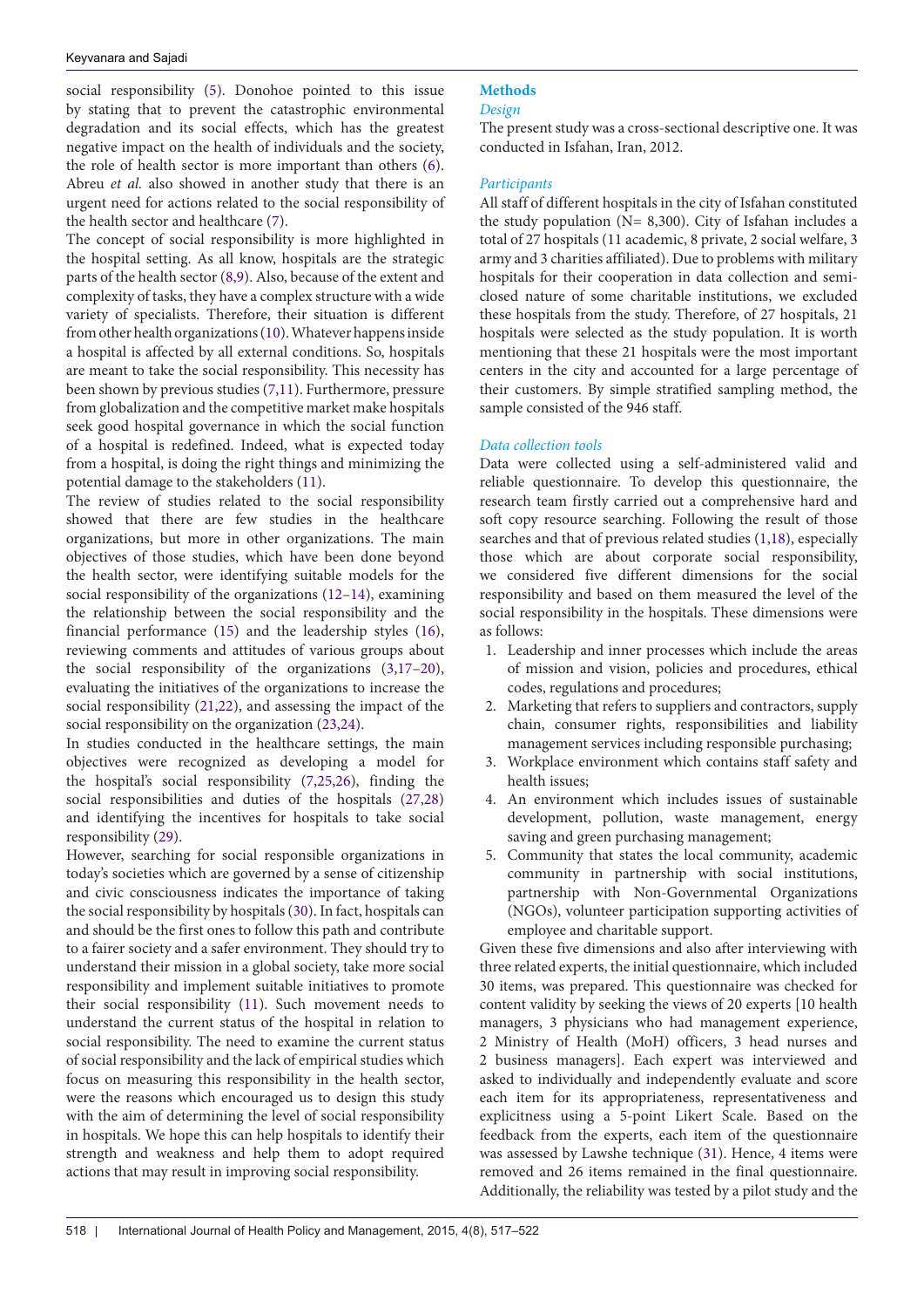social responsibility (5). Donohoe pointed to this issue by stating that to prevent the catastrophic environmental degradation and its social effects, which has the greatest negative impact on the health of individuals and the society, the role of health sector is more important than others (6). Abreu *et al.* also showed in another study that there is an urgent need for actions related to the social responsibility of the health sector and healthcare (7).

The concept of social responsibility is more highlighted in the hospital setting. As all know, hospitals are the strategic parts of the health sector (8,9). Also, because of the extent and complexity of tasks, they have a complex structure with a wide variety of specialists. Therefore, their situation is different from other health organizations (10). Whatever happens inside a hospital is affected by all external conditions. So, hospitals are meant to take the social responsibility. This necessity has been shown by previous studies (7,11). Furthermore, pressure from globalization and the competitive market make hospitals seek good hospital governance in which the social function of a hospital is redefined. Indeed, what is expected today from a hospital, is doing the right things and minimizing the potential damage to the stakeholders (11).

The review of studies related to the social responsibility showed that there are few studies in the healthcare organizations, but more in other organizations. The main objectives of those studies, which have been done beyond the health sector, were identifying suitable models for the social responsibility of the organizations (12–14), examining the relationship between the social responsibility and the financial performance (15) and the leadership styles (16), reviewing comments and attitudes of various groups about the social responsibility of the organizations (3,17–20), evaluating the initiatives of the organizations to increase the social responsibility (21,22), and assessing the impact of the social responsibility on the organization (23,24).

In studies conducted in the healthcare settings, the main objectives were recognized as developing a model for the hospital's social responsibility (7,25,26), finding the social responsibilities and duties of the hospitals (27,28) and identifying the incentives for hospitals to take social responsibility (29).

However, searching for social responsible organizations in today's societies which are governed by a sense of citizenship and civic consciousness indicates the importance of taking the social responsibility by hospitals (30). In fact, hospitals can and should be the first ones to follow this path and contribute to a fairer society and a safer environment. They should try to understand their mission in a global society, take more social responsibility and implement suitable initiatives to promote their social responsibility (11). Such movement needs to understand the current status of the hospital in relation to social responsibility. The need to examine the current status of social responsibility and the lack of empirical studies which focus on measuring this responsibility in the health sector, were the reasons which encouraged us to design this study with the aim of determining the level of social responsibility in hospitals. We hope this can help hospitals to identify their strength and weakness and help them to adopt required actions that may result in improving social responsibility.

## Methods

### *Design*

The present study was a cross-sectional descriptive one. It was conducted in Isfahan, Iran, 2012.

### *Participants*

All staff of different hospitals in the city of Isfahan constituted the study population (N= 8,300). City of Isfahan includes a total of 27 hospitals (11 academic, 8 private, 2 social welfare, 3 army and 3 charities affiliated). Due to problems with military hospitals for their cooperation in data collection and semi-closed nature of some charitable institutions, we excluded these hospitals from the study. Therefore, of 27 hospitals, 21 hospitals were selected as the study population. It is worth mentioning that these 21 hospitals were the most important centers in the city and accounted for a large percentage of their customers. By simple stratified sampling method, the sample consisted of the 946 staff.

### *Data collection tools*

Data were collected using a self-administered valid and reliable questionnaire. To develop this questionnaire, the research team firstly carried out a comprehensive hard and soft copy resource searching. Following the result of those searches and that of previous related studies (1,18), especially those which are about corporate social responsibility, we considered five different dimensions for the social responsibility and based on them measured the level of the social responsibility in the hospitals. These dimensions were as follows:

1. Leadership and inner processes which include the areas of mission and vision, policies and procedures, ethical codes, regulations and procedures;
2. Marketing that refers to suppliers and contractors, supply chain, consumer rights, responsibilities and liability management services including responsible purchasing;
3. Workplace environment which contains staff safety and health issues;
4. An environment which includes issues of sustainable development, pollution, waste management, energy saving and green purchasing management;
5. Community that states the local community, academic community in partnership with social institutions, partnership with Non-Governmental Organizations (NGOs), volunteer participation supporting activities of employee and charitable support.

Given these five dimensions and also after interviewing with three related experts, the initial questionnaire, which included 30 items, was prepared. This questionnaire was checked for content validity by seeking the views of 20 experts [10 health managers, 3 physicians who had management experience, 2 Ministry of Health (MoH) officers, 3 head nurses and 2 business managers]. Each expert was interviewed and asked to individually and independently evaluate and score each item for its appropriateness, representativeness and explicitness using a 5-point Likert Scale. Based on the feedback from the experts, each item of the questionnaire was assessed by Lawshe technique (31). Hence, 4 items were removed and 26 items remained in the final questionnaire. Additionally, the reliability was tested by a pilot study and the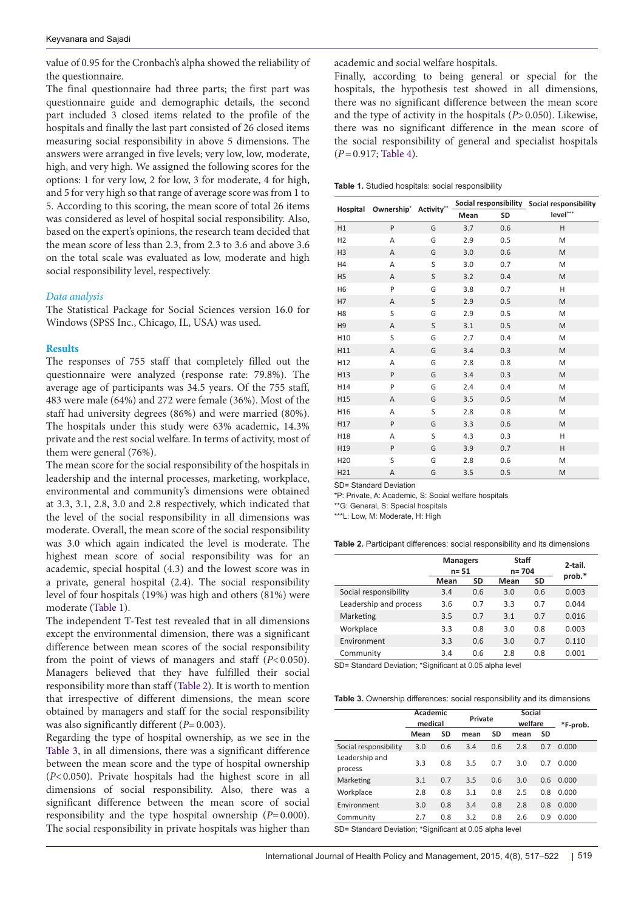value of 0.95 for the Cronbach's alpha showed the reliability of the questionnaire.

The final questionnaire had three parts; the first part was questionnaire guide and demographic details, the second part included 3 closed items related to the profile of the hospitals and finally the last part consisted of 26 closed items measuring social responsibility in above 5 dimensions. The answers were arranged in five levels; very low, low, moderate, high, and very high. We assigned the following scores for the options: 1 for very low, 2 for low, 3 for moderate, 4 for high, and 5 for very high so that range of average score was from 1 to 5. According to this scoring, the mean score of total 26 items was considered as level of hospital social responsibility. Also, based on the expert's opinions, the research team decided that the mean score of less than 2.3, from 2.3 to 3.6 and above 3.6 on the total scale was evaluated as low, moderate and high social responsibility level, respectively.

### *Data analysis*

The Statistical Package for Social Sciences version 16.0 for Windows (SPSS Inc., Chicago, IL, USA) was used.

## Results

The responses of 755 staff that completely filled out the questionnaire were analyzed (response rate: 79.8%). The average age of participants was 34.5 years. Of the 755 staff, 483 were male (64%) and 272 were female (36%). Most of the staff had university degrees (86%) and were married (80%). The hospitals under this study were 63% academic, 14.3% private and the rest social welfare. In terms of activity, most of them were general (76%).

The mean score for the social responsibility of the hospitals in leadership and the internal processes, marketing, workplace, environmental and community's dimensions were obtained at 3.3, 3.1, 2.8, 3.0 and 2.8 respectively, which indicated that the level of the social responsibility in all dimensions was moderate. Overall, the mean score of the social responsibility was 3.0 which again indicated the level is moderate. The highest mean score of social responsibility was for an academic, special hospital (4.3) and the lowest score was in a private, general hospital (2.4). The social responsibility level of four hospitals (19%) was high and others (81%) were moderate (Table 1).

The independent T-Test test revealed that in all dimensions except the environmental dimension, there was a significant difference between mean scores of the social responsibility from the point of views of managers and staff ($P<0.050$). Managers believed that they have fulfilled their social responsibility more than staff (Table 2). It is worth to mention that irrespective of different dimensions, the mean score obtained by managers and staff for the social responsibility was also significantly different ($P=0.003$).

Regarding the type of hospital ownership, as we see in the Table 3, in all dimensions, there was a significant difference between the mean score and the type of hospital ownership ($P<0.050$). Private hospitals had the highest score in all dimensions of social responsibility. Also, there was a significant difference between the mean score of social responsibility and the type hospital ownership ($P=0.000$). The social responsibility in private hospitals was higher than academic and social welfare hospitals.

Finally, according to being general or special for the hospitals, the hypothesis test showed in all dimensions, there was no significant difference between the mean score and the type of activity in the hospitals ($P>0.050$). Likewise, there was no significant difference in the mean score of the social responsibility of general and specialist hospitals ($P=0.917$; Table 4).

**Table 1.** Studied hospitals: social responsibility

| Hospital | Ownership* | Activity** | Social responsibility | | Social responsibility level*** |
|---|---|---|---|---|---|
| | | | Mean | SD | |
| H1 | P | G | 3.7 | 0.6 | H |
| H2 | A | G | 2.9 | 0.5 | M |
| H3 | A | G | 3.0 | 0.6 | M |
| H4 | A | S | 3.0 | 0.7 | M |
| H5 | A | S | 3.2 | 0.4 | M |
| H6 | P | G | 3.8 | 0.7 | H |
| H7 | A | S | 2.9 | 0.5 | M |
| H8 | S | G | 2.9 | 0.5 | M |
| H9 | A | S | 3.1 | 0.5 | M |
| H10 | S | G | 2.7 | 0.4 | M |
| H11 | A | G | 3.4 | 0.3 | M |
| H12 | A | G | 2.8 | 0.8 | M |
| H13 | P | G | 3.4 | 0.3 | M |
| H14 | P | G | 2.4 | 0.4 | M |
| H15 | A | G | 3.5 | 0.5 | M |
| H16 | A | S | 2.8 | 0.8 | M |
| H17 | P | G | 3.3 | 0.6 | M |
| H18 | A | S | 4.3 | 0.3 | H |
| H19 | P | G | 3.9 | 0.7 | H |
| H20 | S | G | 2.8 | 0.6 | M |
| H21 | A | G | 3.5 | 0.5 | M |

SD= Standard Deviation

*P: Private, A: Academic, S: Social welfare hospitals

**G: General, S: Special hospitals

***L: Low, M: Moderate, H: High

**Table 2.** Participant differences: social responsibility and its dimensions

| | Managers n= 51 | | Staff n= 704 | | 2-tail. prob.* |
|---|---|---|---|---|---|
| | Mean | SD | Mean | SD | |
| Social responsibility | 3.4 | 0.6 | 3.0 | 0.6 | 0.003 |
| Leadership and process | 3.6 | 0.7 | 3.3 | 0.7 | 0.044 |
| Marketing | 3.5 | 0.7 | 3.1 | 0.7 | 0.016 |
| Workplace | 3.3 | 0.8 | 3.0 | 0.8 | 0.003 |
| Environment | 3.3 | 0.6 | 3.0 | 0.7 | 0.110 |
| Community | 3.4 | 0.6 | 2.8 | 0.8 | 0.001 |

SD= Standard Deviation; *Significant at 0.05 alpha level

**Table 3.** Ownership differences: social responsibility and its dimensions

| | Academic medical | | Private | | Social welfare | | *F-prob. |
|---|---|---|---|---|---|---|---|
| | Mean | SD | mean | SD | mean | SD | |
| Social responsibility | 3.0 | 0.6 | 3.4 | 0.6 | 2.8 | 0.7 | 0.000 |
| Leadership and process | 3.3 | 0.8 | 3.5 | 0.7 | 3.0 | 0.7 | 0.000 |
| Marketing | 3.1 | 0.7 | 3.5 | 0.6 | 3.0 | 0.6 | 0.000 |
| Workplace | 2.8 | 0.8 | 3.1 | 0.8 | 2.5 | 0.8 | 0.000 |
| Environment | 3.0 | 0.8 | 3.4 | 0.8 | 2.8 | 0.8 | 0.000 |
| Community | 2.7 | 0.8 | 3.2 | 0.8 | 2.6 | 0.9 | 0.000 |

SD= Standard Deviation; *Significant at 0.05 alpha level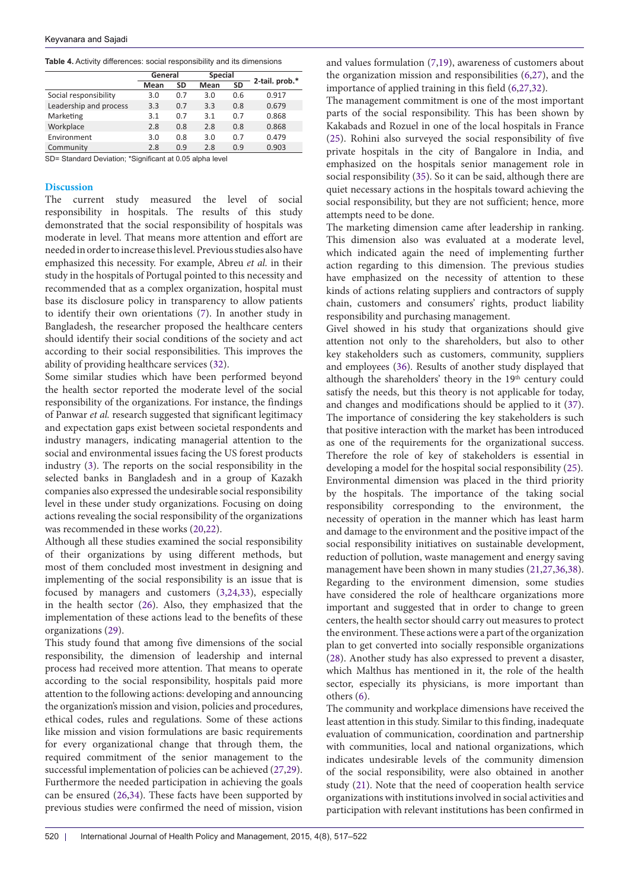**Table 4.** Activity differences: social responsibility and its dimensions

| | General | | Special | | 2-tail. prob.* |
|---|---|---|---|---|---|
| | Mean | SD | Mean | SD | |
| Social responsibility | 3.0 | 0.7 | 3.0 | 0.6 | 0.917 |
| Leadership and process | 3.3 | 0.7 | 3.3 | 0.8 | 0.679 |
| Marketing | 3.1 | 0.7 | 3.1 | 0.7 | 0.868 |
| Workplace | 2.8 | 0.8 | 2.8 | 0.8 | 0.868 |
| Environment | 3.0 | 0.8 | 3.0 | 0.7 | 0.479 |
| Community | 2.8 | 0.9 | 2.8 | 0.9 | 0.903 |

SD= Standard Deviation; *Significant at 0.05 alpha level

## Discussion

The current study measured the level of social responsibility in hospitals. The results of this study demonstrated that the social responsibility of hospitals was moderate in level. That means more attention and effort are needed in order to increase this level. Previous studies also have emphasized this necessity. For example, Abreu *et al.* in their study in the hospitals of Portugal pointed to this necessity and recommended that as a complex organization, hospital must base its disclosure policy in transparency to allow patients to identify their own orientations (7). In another study in Bangladesh, the researcher proposed the healthcare centers should identify their social conditions of the society and act according to their social responsibilities. This improves the ability of providing healthcare services (32).

Some similar studies which have been performed beyond the health sector reported the moderate level of the social responsibility of the organizations. For instance, the findings of Panwar *et al.* research suggested that significant legitimacy and expectation gaps exist between societal respondents and industry managers, indicating managerial attention to the social and environmental issues facing the US forest products industry (3). The reports on the social responsibility in the selected banks in Bangladesh and in a group of Kazakh companies also expressed the undesirable social responsibility level in these under study organizations. Focusing on doing actions revealing the social responsibility of the organizations was recommended in these works (20,22).

Although all these studies examined the social responsibility of their organizations by using different methods, but most of them concluded most investment in designing and implementing of the social responsibility is an issue that is focused by managers and customers (3,24,33), especially in the health sector (26). Also, they emphasized that the implementation of these actions lead to the benefits of these organizations (29).

This study found that among five dimensions of the social responsibility, the dimension of leadership and internal process had received more attention. That means to operate according to the social responsibility, hospitals paid more attention to the following actions: developing and announcing the organization's mission and vision, policies and procedures, ethical codes, rules and regulations. Some of these actions like mission and vision formulations are basic requirements for every organizational change that through them, the required commitment of the senior management to the successful implementation of policies can be achieved (27,29). Furthermore the needed participation in achieving the goals can be ensured (26,34). These facts have been supported by previous studies were confirmed the need of mission, vision and values formulation (7,19), awareness of customers about the organization mission and responsibilities (6,27), and the importance of applied training in this field (6,27,32).

The management commitment is one of the most important parts of the social responsibility. This has been shown by Kakabads and Rozuel in one of the local hospitals in France (25). Rohini also surveyed the social responsibility of five private hospitals in the city of Bangalore in India, and emphasized on the hospitals senior management role in social responsibility (35). So it can be said, although there are quiet necessary actions in the hospitals toward achieving the social responsibility, but they are not sufficient; hence, more attempts need to be done.

The marketing dimension came after leadership in ranking. This dimension also was evaluated at a moderate level, which indicated again the need of implementing further action regarding to this dimension. The previous studies have emphasized on the necessity of attention to these kinds of actions relating suppliers and contractors of supply chain, customers and consumers' rights, product liability responsibility and purchasing management.

Givel showed in his study that organizations should give attention not only to the shareholders, but also to other key stakeholders such as customers, community, suppliers and employees (36). Results of another study displayed that although the shareholders' theory in the 19th century could satisfy the needs, but this theory is not applicable for today, and changes and modifications should be applied to it (37). The importance of considering the key stakeholders is such that positive interaction with the market has been introduced as one of the requirements for the organizational success. Therefore the role of key of stakeholders is essential in developing a model for the hospital social responsibility (25).

Environmental dimension was placed in the third priority by the hospitals. The importance of the taking social responsibility corresponding to the environment, the necessity of operation in the manner which has least harm and damage to the environment and the positive impact of the social responsibility initiatives on sustainable development, reduction of pollution, waste management and energy saving management have been shown in many studies (21,27,36,38). Regarding to the environment dimension, some studies have considered the role of healthcare organizations more important and suggested that in order to change to green centers, the health sector should carry out measures to protect the environment. These actions were a part of the organization plan to get converted into socially responsible organizations (28). Another study has also expressed to prevent a disaster, which Malthus has mentioned in it, the role of the health sector, especially its physicians, is more important than others (6).

The community and workplace dimensions have received the least attention in this study. Similar to this finding, inadequate evaluation of communication, coordination and partnership with communities, local and national organizations, which indicates undesirable levels of the community dimension of the social responsibility, were also obtained in another study (21). Note that the need of cooperation health service organizations with institutions involved in social activities and participation with relevant institutions has been confirmed in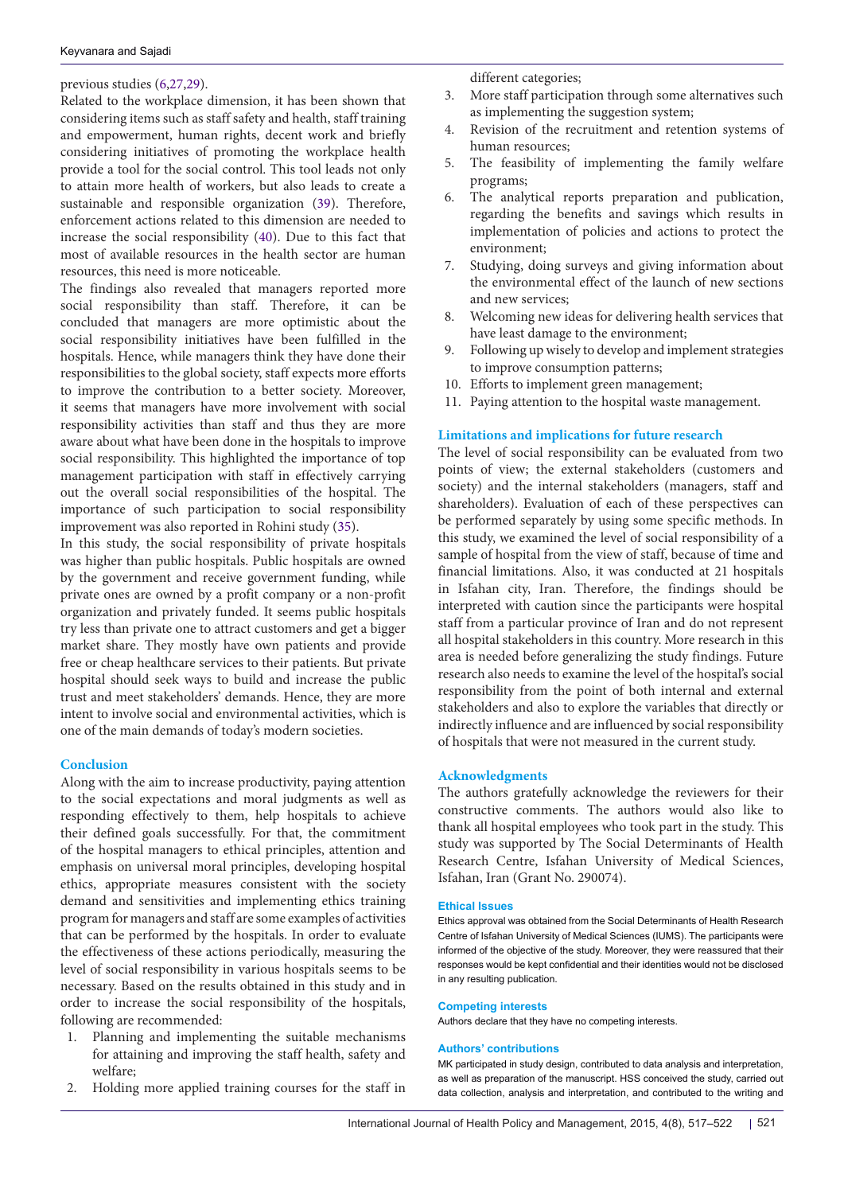previous studies (6,27,29).

Related to the workplace dimension, it has been shown that considering items such as staff safety and health, staff training and empowerment, human rights, decent work and briefly considering initiatives of promoting the workplace health provide a tool for the social control. This tool leads not only to attain more health of workers, but also leads to create a sustainable and responsible organization (39). Therefore, enforcement actions related to this dimension are needed to increase the social responsibility (40). Due to this fact that most of available resources in the health sector are human resources, this need is more noticeable.

The findings also revealed that managers reported more social responsibility than staff. Therefore, it can be concluded that managers are more optimistic about the social responsibility initiatives have been fulfilled in the hospitals. Hence, while managers think they have done their responsibilities to the global society, staff expects more efforts to improve the contribution to a better society. Moreover, it seems that managers have more involvement with social responsibility activities than staff and thus they are more aware about what have been done in the hospitals to improve social responsibility. This highlighted the importance of top management participation with staff in effectively carrying out the overall social responsibilities of the hospital. The importance of such participation to social responsibility improvement was also reported in Rohini study (35).

In this study, the social responsibility of private hospitals was higher than public hospitals. Public hospitals are owned by the government and receive government funding, while private ones are owned by a profit company or a non-profit organization and privately funded. It seems public hospitals try less than private one to attract customers and get a bigger market share. They mostly have own patients and provide free or cheap healthcare services to their patients. But private hospital should seek ways to build and increase the public trust and meet stakeholders' demands. Hence, they are more intent to involve social and environmental activities, which is one of the main demands of today's modern societies.

## Conclusion

Along with the aim to increase productivity, paying attention to the social expectations and moral judgments as well as responding effectively to them, help hospitals to achieve their defined goals successfully. For that, the commitment of the hospital managers to ethical principles, attention and emphasis on universal moral principles, developing hospital ethics, appropriate measures consistent with the society demand and sensitivities and implementing ethics training program for managers and staff are some examples of activities that can be performed by the hospitals. In order to evaluate the effectiveness of these actions periodically, measuring the level of social responsibility in various hospitals seems to be necessary. Based on the results obtained in this study and in order to increase the social responsibility of the hospitals, following are recommended:

1. Planning and implementing the suitable mechanisms for attaining and improving the staff health, safety and welfare;
2. Holding more applied training courses for the staff in different categories;
3. More staff participation through some alternatives such as implementing the suggestion system;
4. Revision of the recruitment and retention systems of human resources;
5. The feasibility of implementing the family welfare programs;
6. The analytical reports preparation and publication, regarding the benefits and savings which results in implementation of policies and actions to protect the environment;
7. Studying, doing surveys and giving information about the environmental effect of the launch of new sections and new services;
8. Welcoming new ideas for delivering health services that have least damage to the environment;
9. Following up wisely to develop and implement strategies to improve consumption patterns;
10. Efforts to implement green management;
11. Paying attention to the hospital waste management.

## Limitations and implications for future research

The level of social responsibility can be evaluated from two points of view; the external stakeholders (customers and society) and the internal stakeholders (managers, staff and shareholders). Evaluation of each of these perspectives can be performed separately by using some specific methods. In this study, we examined the level of social responsibility of a sample of hospital from the view of staff, because of time and financial limitations. Also, it was conducted at 21 hospitals in Isfahan city, Iran. Therefore, the findings should be interpreted with caution since the participants were hospital staff from a particular province of Iran and do not represent all hospital stakeholders in this country. More research in this area is needed before generalizing the study findings. Future research also needs to examine the level of the hospital's social responsibility from the point of both internal and external stakeholders and also to explore the variables that directly or indirectly influence and are influenced by social responsibility of hospitals that were not measured in the current study.

## Acknowledgments

The authors gratefully acknowledge the reviewers for their constructive comments. The authors would also like to thank all hospital employees who took part in the study. This study was supported by The Social Determinants of Health Research Centre, Isfahan University of Medical Sciences, Isfahan, Iran (Grant No. 290074).

### Ethical Issues

Ethics approval was obtained from the Social Determinants of Health Research Centre of Isfahan University of Medical Sciences (IUMS). The participants were informed of the objective of the study. Moreover, they were reassured that their responses would be kept confidential and their identities would not be disclosed in any resulting publication.

### Competing interests

Authors declare that they have no competing interests.

### Authors' contributions

MK participated in study design, contributed to data analysis and interpretation, as well as preparation of the manuscript. HSS conceived the study, carried out data collection, analysis and interpretation, and contributed to the writing and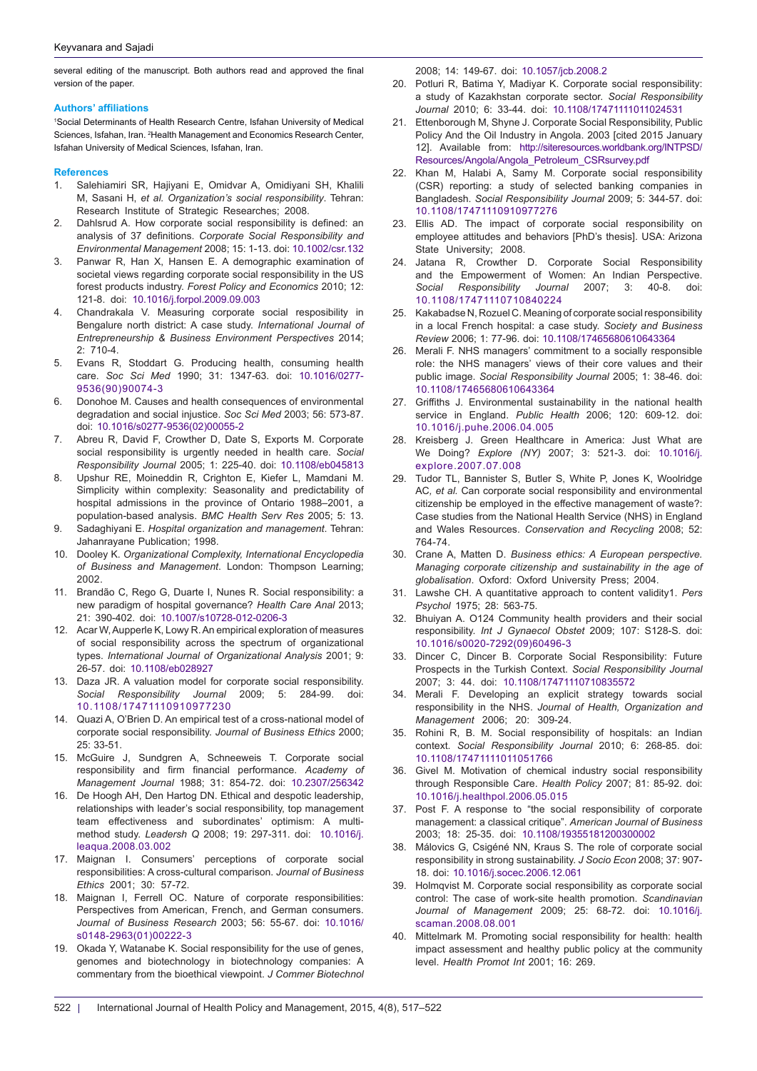several editing of the manuscript. Both authors read and approved the final version of the paper.

### Authors' affiliations

[1]Social Determinants of Health Research Centre, Isfahan University of Medical Sciences, Isfahan, Iran. [2]Health Management and Economics Research Center, Isfahan University of Medical Sciences, Isfahan, Iran.

### References

1. Salehiamiri SR, Hajiyani E, Omidvar A, Omidiyani SH, Khalili M, Sasani H, *et al. Organization's social responsibility*. Tehran: Research Institute of Strategic Researches; 2008.
2. Dahlsrud A. How corporate social responsibility is defined: an analysis of 37 definitions. *Corporate Social Responsibility and Environmental Management* 2008; 15: 1-13. doi: 10.1002/csr.132
3. Panwar R, Han X, Hansen E. A demographic examination of societal views regarding corporate social responsibility in the US forest products industry. *Forest Policy and Economics* 2010; 12: 121-8. doi: 10.1016/j.forpol.2009.09.003
4. Chandrakala V. Measuring corporate social resposibility in Bengalure north district: A case study. *International Journal of Entrepreneurship & Business Environment Perspectives* 2014; 2: 710-4.
5. Evans R, Stoddart G. Producing health, consuming health care. *Soc Sci Med* 1990; 31: 1347-63. doi: 10.1016/0277-9536(90)90074-3
6. Donohoe M. Causes and health consequences of environmental degradation and social injustice. *Soc Sci Med* 2003; 56: 573-87. doi: 10.1016/s0277-9536(02)00055-2
7. Abreu R, David F, Crowther D, Date S, Exports M. Corporate social responsibility is urgently needed in health care. *Social Responsibility Journal* 2005; 1: 225-40. doi: 10.1108/eb045813
8. Upshur RE, Moineddin R, Crighton E, Kiefer L, Mamdani M. Simplicity within complexity: Seasonality and predictability of hospital admissions in the province of Ontario 1988–2001, a population-based analysis. *BMC Health Serv Res* 2005; 5: 13.
9. Sadaghiyani E. *Hospital organization and management*. Tehran: Jahanrayane Publication; 1998.
10. Dooley K. *Organizational Complexity, International Encyclopedia of Business and Management*. London: Thompson Learning; 2002.
11. Brandão C, Rego G, Duarte I, Nunes R. Social responsibility: a new paradigm of hospital governance? *Health Care Anal* 2013; 21: 390-402. doi: 10.1007/s10728-012-0206-3
12. Acar W, Aupperle K, Lowy R. An empirical exploration of measures of social responsibility across the spectrum of organizational types. *International Journal of Organizational Analysis* 2001; 9: 26-57. doi: 10.1108/eb028927
13. Daza JR. A valuation model for corporate social responsibility. *Social Responsibility Journal* 2009; 5: 284-99. doi: 10.1108/17471110910977230
14. Quazi A, O'Brien D. An empirical test of a cross-national model of corporate social responsibility. *Journal of Business Ethics* 2000; 25: 33-51.
15. McGuire J, Sundgren A, Schneeweis T. Corporate social responsibility and firm financial performance. *Academy of Management Journal* 1988; 31: 854-72. doi: 10.2307/256342
16. De Hoogh AH, Den Hartog DN. Ethical and despotic leadership, relationships with leader's social responsibility, top management team effectiveness and subordinates' optimism: A multi-method study. *Leadersh Q* 2008; 19: 297-311. doi: 10.1016/j.leaqua.2008.03.002
17. Maignan I. Consumers' perceptions of corporate social responsibilities: A cross-cultural comparison. *Journal of Business Ethics* 2001; 30: 57-72.
18. Maignan I, Ferrell OC. Nature of corporate responsibilities: Perspectives from American, French, and German consumers. *Journal of Business Research* 2003; 56: 55-67. doi: 10.1016/s0148-2963(01)00222-3
19. Okada Y, Watanabe K. Social responsibility for the use of genes, genomes and biotechnology in biotechnology companies: A commentary from the bioethical viewpoint. *J Commer Biotechnol* 2008; 14: 149-67. doi: 10.1057/jcb.2008.2
20. Potluri R, Batima Y, Madiyar K. Corporate social responsibility: a study of Kazakhstan corporate sector. *Social Responsibility Journal* 2010; 6: 33-44. doi: 10.1108/17471111011024531
21. Ettenborough M, Shyne J. Corporate Social Responsibility, Public Policy And the Oil Industry in Angola. 2003 [cited 2015 January 12]. Available from: http://siteresources.worldbank.org/INTPSD/Resources/Angola/Angola_Petroleum_CSRsurvey.pdf
22. Khan M, Halabi A, Samy M. Corporate social responsibility (CSR) reporting: a study of selected banking companies in Bangladesh. *Social Responsibility Journal* 2009; 5: 344-57. doi: 10.1108/17471110910977276
23. Ellis AD. The impact of corporate social responsibility on employee attitudes and behaviors [PhD's thesis]. USA: Arizona State University; 2008.
24. Jatana R, Crowther D. Corporate Social Responsibility and the Empowerment of Women: An Indian Perspective. *Social Responsibility Journal* 2007; 3: 40-8. doi: 10.1108/17471107710840224
25. Kakabadse N, Rozuel C. Meaning of corporate social responsibility in a local French hospital: a case study. *Society and Business Review* 2006; 1: 77-96. doi: 10.1108/17465680610643364
26. Merali F. NHS managers' commitment to a socially responsible role: the NHS managers' views of their core values and their public image. *Social Responsibility Journal* 2005; 1: 38-46. doi: 10.1108/17465680610643364
27. Griffiths J. Environmental sustainability in the national health service in England. *Public Health* 2006; 120: 609-12. doi: 10.1016/j.puhe.2006.04.005
28. Kreisberg J. Green Healthcare in America: Just What are We Doing? *Explore (NY)* 2007; 3: 521-3. doi: 10.1016/j.explore.2007.07.008
29. Tudor TL, Bannister S, Butler S, White P, Jones K, Woolridge AC, *et al.* Can corporate social responsibility and environmental citizenship be employed in the effective management of waste?: Case studies from the National Health Service (NHS) in England and Wales Resources. *Conservation and Recycling* 2008; 52: 764-74.
30. Crane A, Matten D. *Business ethics: A European perspective. Managing corporate citizenship and sustainability in the age of globalisation*. Oxford: Oxford University Press; 2004.
31. Lawshe CH. A quantitative approach to content validity1. *Pers Psychol* 1975; 28: 563-75.
32. Bhuiyan A. O124 Community health providers and their social responsibility. *Int J Gynaecol Obstet* 2009; 107: S128-S. doi: 10.1016/s0020-7292(09)60496-3
33. Dincer C, Dincer B. Corporate Social Responsibility: Future Prospects in the Turkish Context. *Social Responsibility Journal* 2007; 3: 44. doi: 10.1108/17471110710835572
34. Merali F. Developing an explicit strategy towards social responsibility in the NHS. *Journal of Health, Organization and Management* 2006; 20: 309-24.
35. Rohini R, B. M. Social responsibility of hospitals: an Indian context. *Social Responsibility Journal* 2010; 6: 268-85. doi: 10.1108/17471111011051766
36. Givel M. Motivation of chemical industry social responsibility through Responsible Care. *Health Policy* 2007; 81: 85-92. doi: 10.1016/j.healthpol.2006.05.015
37. Post F. A response to "the social responsibility of corporate management: a classical critique". *American Journal of Business* 2003; 18: 25-35. doi: 10.1108/19355181200300002
38. Málovics G, Csigéné NN, Kraus S. The role of corporate social responsibility in strong sustainability. *J Socio Econ* 2008; 37: 907-18. doi: 10.1016/j.socec.2006.12.061
39. Holmqvist M. Corporate social responsibility as corporate social control: The case of work-site health promotion. *Scandinavian Journal of Management* 2009; 25: 68-72. doi: 10.1016/j.scaman.2008.08.001
40. Mittelmark M. Promoting social responsibility for health: health impact assessment and healthy public policy at the community level. *Health Promot Int* 2001; 16: 269.